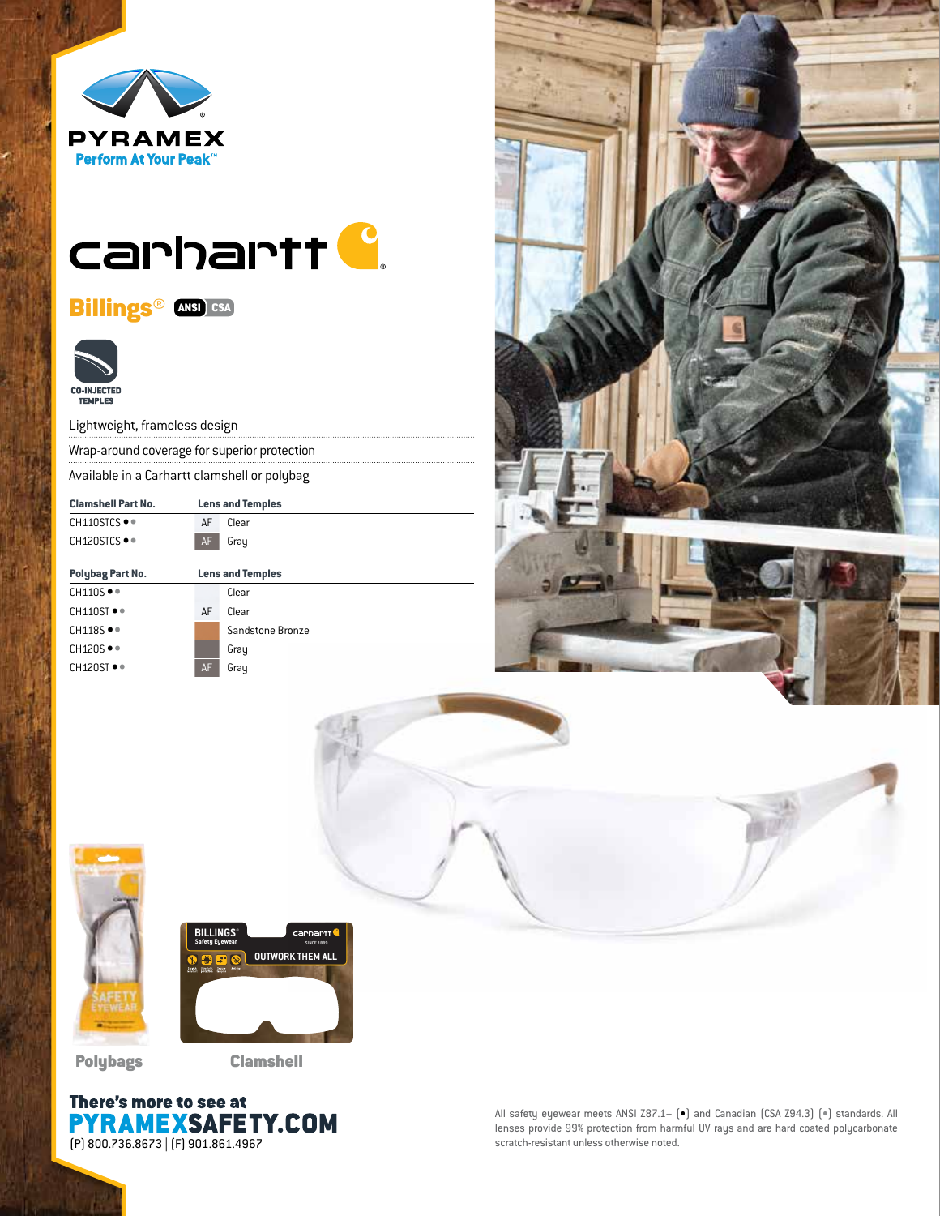PYRAMEX

Perform At Your Peak™

# carhartt

## Billings® ANSI CSA

CO-INJECTED TEMPLES

- Lightweight, frameless design
- Wrap-around coverage for superior protection
- Available in a Carhartt clamshell or polybag

| Clamshell Part No. | Lens and Temples | |
|---|---|---|
| CH110STCS ● ● | AF | Clear |
| CH120STCS ● ● | AF | Gray |

| Polybag Part No. | Lens and Temples | |
|---|---|---|
| CH110S ● ● | | Clear |
| CH110ST ● ● | AF | Clear |
| CH118S ● ● | | Sandstone Bronze |
| CH120S ● ● | | Gray |
| CH120ST ● ● | AF | Gray |

Polybags

Clamshell

**There's more to see at**

**PYRAMEXSAFETY.COM**

(P) 800.736.8673 | (F) 901.861.4967

All safety eyewear meets ANSI Z87.1+ (●) and Canadian (CSA Z94.3) (●) standards. All lenses provide 99% protection from harmful UV rays and are hard coated polycarbonate scratch-resistant unless otherwise noted.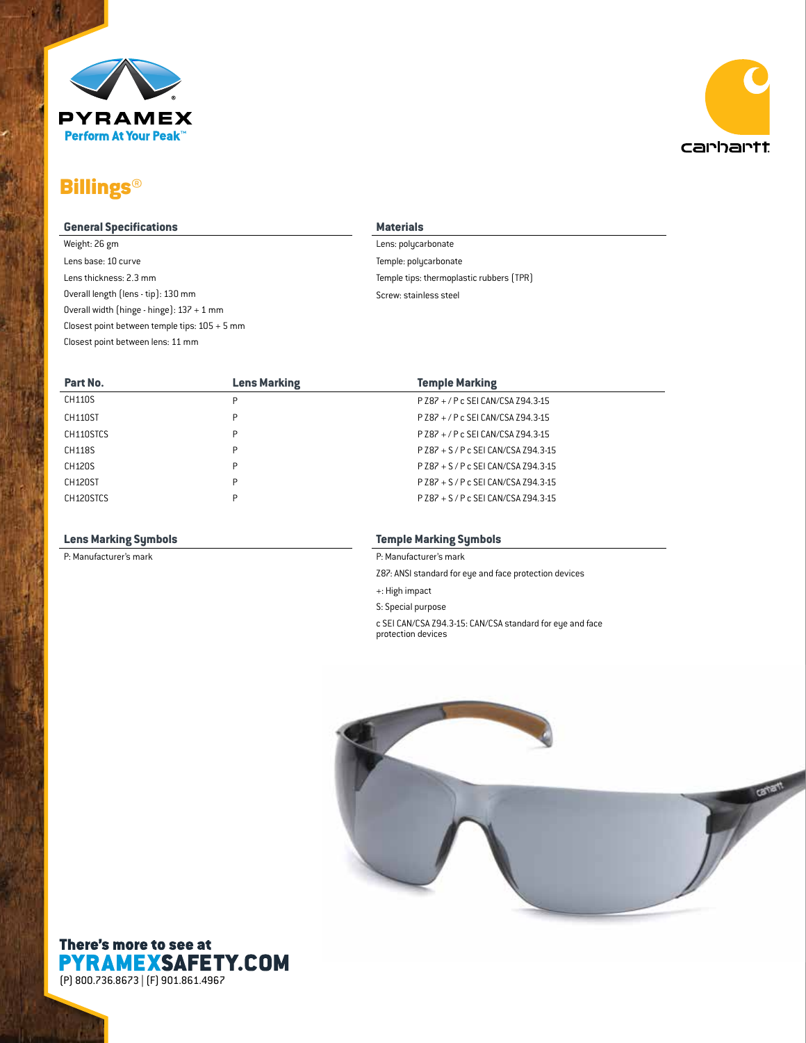PYRAMEX
Perform At Your Peak™

carhartt

# Billings®

## General Specifications

Weight: 26 gm

Lens base: 10 curve

Lens thickness: 2.3 mm

Overall length (lens - tip): 130 mm

Overall width (hinge - hinge): 137 + 1 mm

Closest point between temple tips: 105 + 5 mm

Closest point between lens: 11 mm

## Materials

Lens: polycarbonate

Temple: polycarbonate

Temple tips: thermoplastic rubbers (TPR)

Screw: stainless steel

| Part No. | Lens Marking | Temple Marking |
|---|---|---|
| CH110S | P | P Z87 + / P c SEI CAN/CSA Z94.3-15 |
| CH110ST | P | P Z87 + / P c SEI CAN/CSA Z94.3-15 |
| CH110STCS | P | P Z87 + / P c SEI CAN/CSA Z94.3-15 |
| CH118S | P | P Z87 + S / P c SEI CAN/CSA Z94.3-15 |
| CH120S | P | P Z87 + S / P c SEI CAN/CSA Z94.3-15 |
| CH120ST | P | P Z87 + S / P c SEI CAN/CSA Z94.3-15 |
| CH120STCS | P | P Z87 + S / P c SEI CAN/CSA Z94.3-15 |

## Lens Marking Symbols

P: Manufacturer's mark

## Temple Marking Symbols

P: Manufacturer's mark

Z87: ANSI standard for eye and face protection devices

+: High impact

S: Special purpose

c SEI CAN/CSA Z94.3-15: CAN/CSA standard for eye and face protection devices

**There's more to see at**
**PYRAMEXSAFETY.COM**
(P) 800.736.8673 | (F) 901.861.4967